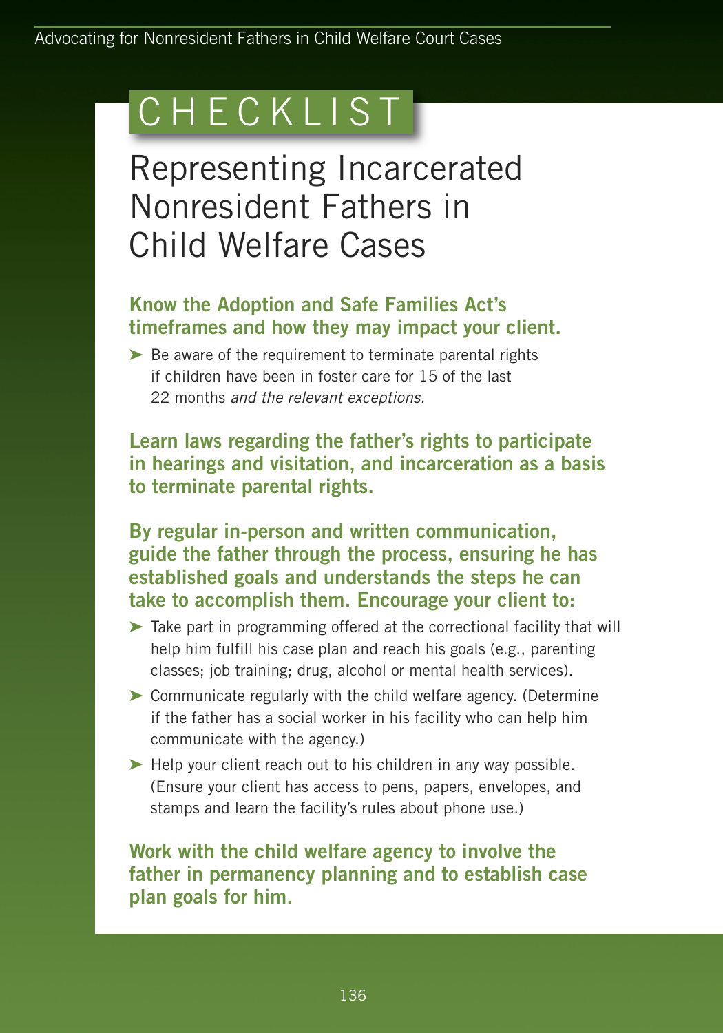# CHECKLIST

## Representing Incarcerated Nonresident Fathers in Child Welfare Cases

### Know the Adoption and Safe Families Act's timeframes and how they may impact your client.

- Be aware of the requirement to terminate parental rights if children have been in foster care for 15 of the last 22 months *and the relevant exceptions.*

### Learn laws regarding the father's rights to participate in hearings and visitation, and incarceration as a basis to terminate parental rights.

### By regular in-person and written communication, guide the father through the process, ensuring he has established goals and understands the steps he can take to accomplish them. Encourage your client to:

- Take part in programming offered at the correctional facility that will help him fulfill his case plan and reach his goals (e.g., parenting classes; job training; drug, alcohol or mental health services).
- Communicate regularly with the child welfare agency. (Determine if the father has a social worker in his facility who can help him communicate with the agency.)
- Help your client reach out to his children in any way possible. (Ensure your client has access to pens, papers, envelopes, and stamps and learn the facility's rules about phone use.)

### Work with the child welfare agency to involve the father in permanency planning and to establish case plan goals for him.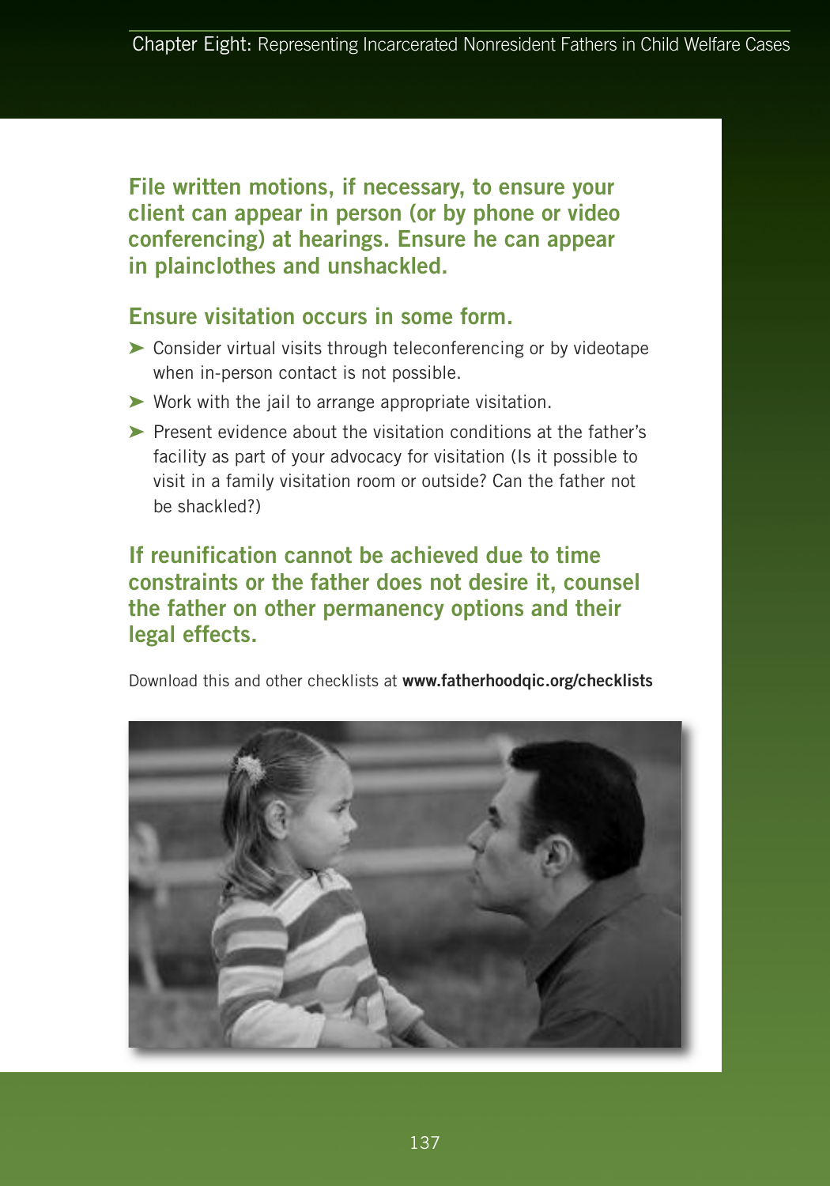**File written motions, if necessary, to ensure your client can appear in person (or by phone or video conferencing) at hearings. Ensure he can appear in plainclothes and unshackled.**

**Ensure visitation occurs in some form.**

- Consider virtual visits through teleconferencing or by videotape when in-person contact is not possible.
- Work with the jail to arrange appropriate visitation.
- Present evidence about the visitation conditions at the father's facility as part of your advocacy for visitation (Is it possible to visit in a family visitation room or outside? Can the father not be shackled?)

**If reunification cannot be achieved due to time constraints or the father does not desire it, counsel the father on other permanency options and their legal effects.**

Download this and other checklists at **www.fatherhoodqic.org/checklists**